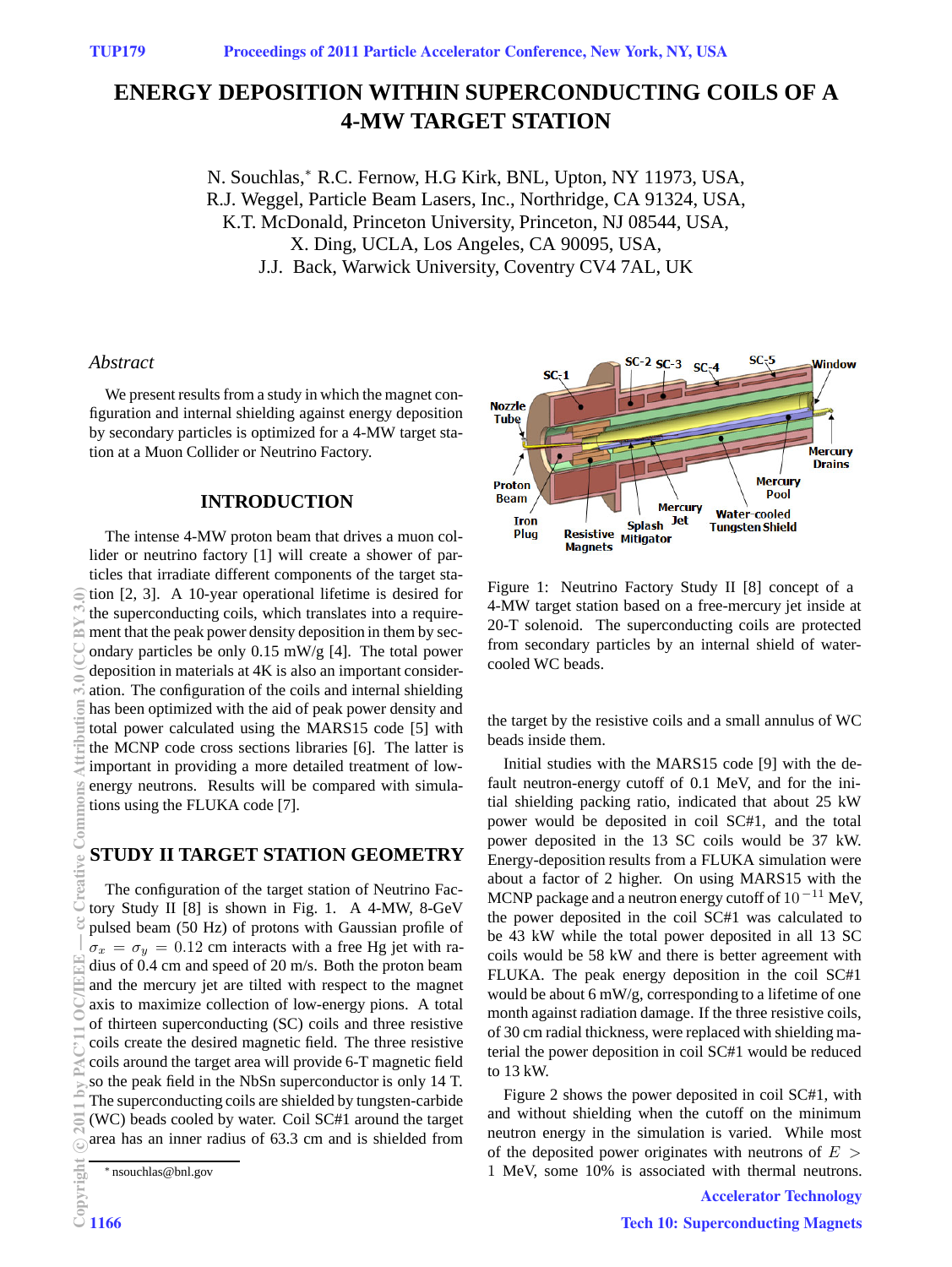# ENERGY DEPOSITION WITHIN SUPERCONDUCTING COILS OF A 4-MW TARGET STATION

N. Souchlas,* R.C. Fernow, H.G Kirk, BNL, Upton, NY 11973, USA,
R.J. Weggel, Particle Beam Lasers, Inc., Northridge, CA 91324, USA,
K.T. McDonald, Princeton University, Princeton, NJ 08544, USA,
X. Ding, UCLA, Los Angeles, CA 90095, USA,
J.J. Back, Warwick University, Coventry CV4 7AL, UK

## *Abstract*

We present results from a study in which the magnet configuration and internal shielding against energy deposition by secondary particles is optimized for a 4-MW target station at a Muon Collider or Neutrino Factory.

## INTRODUCTION

The intense 4-MW proton beam that drives a muon collider or neutrino factory [1] will create a shower of particles that irradiate different components of the target station [2, 3]. A 10-year operational lifetime is desired for the superconducting coils, which translates into a requirement that the peak power density deposition in them by secondary particles be only 0.15 mW/g [4]. The total power deposition in materials at 4K is also an important consideration. The configuration of the coils and internal shielding has been optimized with the aid of peak power density and total power calculated using the MARS15 code [5] with the MCNP code cross sections libraries [6]. The latter is important in providing a more detailed treatment of low-energy neutrons. Results will be compared with simulations using the FLUKA code [7].

## STUDY II TARGET STATION GEOMETRY

The configuration of the target station of Neutrino Factory Study II [8] is shown in Fig. 1. A 4-MW, 8-GeV pulsed beam (50 Hz) of protons with Gaussian profile of $\sigma_x = \sigma_y = 0.12$ cm interacts with a free Hg jet with radius of 0.4 cm and speed of 20 m/s. Both the proton beam and the mercury jet are tilted with respect to the magnet axis to maximize collection of low-energy pions. A total of thirteen superconducting (SC) coils and three resistive coils create the desired magnetic field. The three resistive coils around the target area will provide 6-T magnetic field so the peak field in the NbSn superconductor is only 14 T. The superconducting coils are shielded by tungsten-carbide (WC) beads cooled by water. Coil SC#1 around the target area has an inner radius of 63.3 cm and is shielded from the target by the resistive coils and a small annulus of WC beads inside them.

Figure 1: Neutrino Factory Study II [8] concept of a 4-MW target station based on a free-mercury jet inside at 20-T solenoid. The superconducting coils are protected from secondary particles by an internal shield of water-cooled WC beads.

Initial studies with the MARS15 code [9] with the default neutron-energy cutoff of 0.1 MeV, and for the initial shielding packing ratio, indicated that about 25 kW power would be deposited in coil SC#1, and the total power deposited in the 13 SC coils would be 37 kW. Energy-deposition results from a FLUKA simulation were about a factor of 2 higher. On using MARS15 with the MCNP package and a neutron energy cutoff of $10^{-11}$ MeV, the power deposited in the coil SC#1 was calculated to be 43 kW while the total power deposited in all 13 SC coils would be 58 kW and there is better agreement with FLUKA. The peak energy deposition in the coil SC#1 would be about 6 mW/g, corresponding to a lifetime of one month against radiation damage. If the three resistive coils, of 30 cm radial thickness, were replaced with shielding material the power deposition in coil SC#1 would be reduced to 13 kW.

Figure 2 shows the power deposited in coil SC#1, with and without shielding when the cutoff on the minimum neutron energy in the simulation is varied. While most of the deposited power originates with neutrons of $E > 1$ MeV, some 10% is associated with thermal neutrons.

* nsouchlas@bnl.gov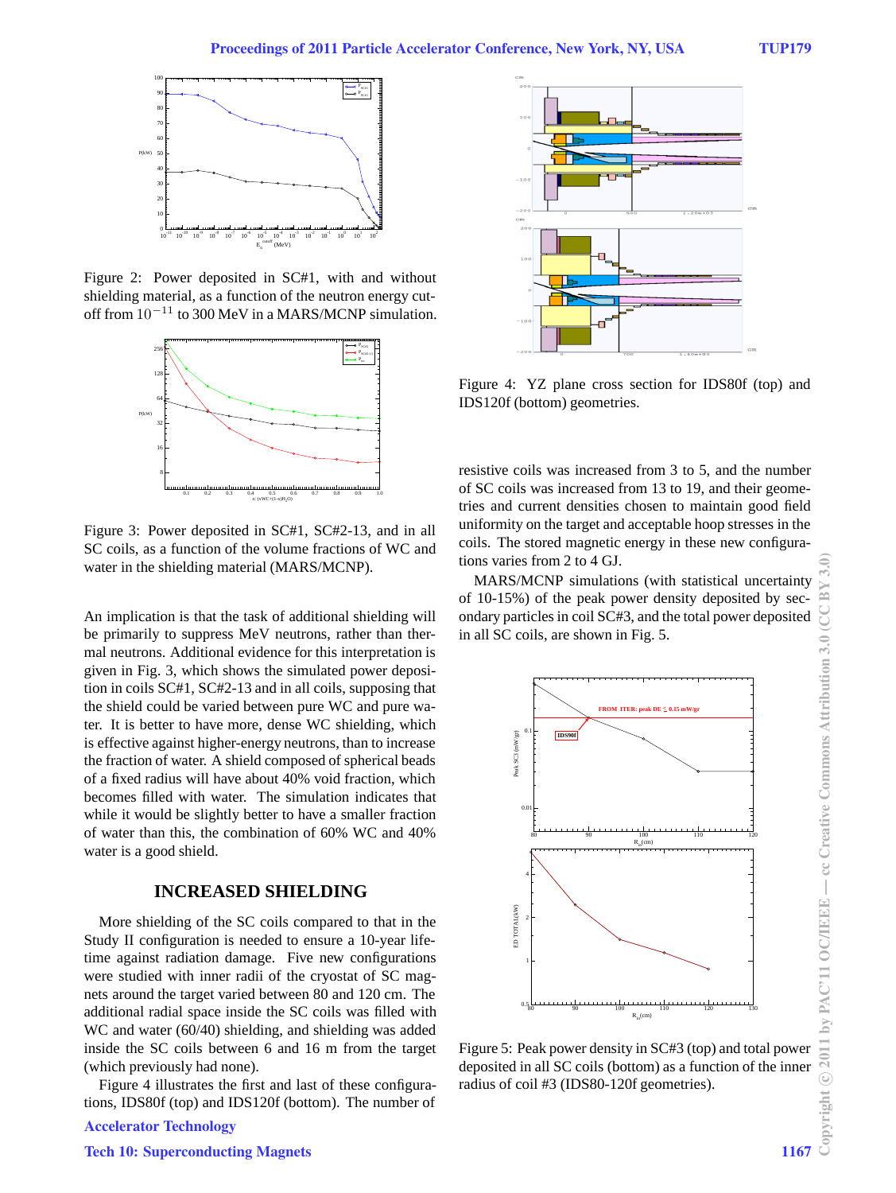Figure 2: Power deposited in SC#1, with and without shielding material, as a function of the neutron energy cut-off from $10^{-11}$ to 300 MeV in a MARS/MCNP simulation.

Figure 3: Power deposited in SC#1, SC#2-13, and in all SC coils, as a function of the volume fractions of WC and water in the shielding material (MARS/MCNP).

An implication is that the task of additional shielding will be primarily to suppress MeV neutrons, rather than thermal neutrons. Additional evidence for this interpretation is given in Fig. 3, which shows the simulated power deposition in coils SC#1, SC#2-13 and in all coils, supposing that the shield could be varied between pure WC and pure water. It is better to have more, dense WC shielding, which is effective against higher-energy neutrons, than to increase the fraction of water. A shield composed of spherical beads of a fixed radius will have about 40% void fraction, which becomes filled with water. The simulation indicates that while it would be slightly better to have a smaller fraction of water than this, the combination of 60% WC and 40% water is a good shield.

## INCREASED SHIELDING

More shielding of the SC coils compared to that in the Study II configuration is needed to ensure a 10-year lifetime against radiation damage. Five new configurations were studied with inner radii of the cryostat of SC magnets around the target varied between 80 and 120 cm. The additional radial space inside the SC coils was filled with WC and water (60/40) shielding, and shielding was added inside the SC coils between 6 and 16 m from the target (which previously had none).

Figure 4 illustrates the first and last of these configurations, IDS80f (top) and IDS120f (bottom). The number of resistive coils was increased from 3 to 5, and the number of SC coils was increased from 13 to 19, and their geometries and current densities chosen to maintain good field uniformity on the target and acceptable hoop stresses in the coils. The stored magnetic energy in these new configurations varies from 2 to 4 GJ.

MARS/MCNP simulations (with statistical uncertainty of 10-15%) of the peak power density deposited by secondary particles in coil SC#3, and the total power deposited in all SC coils, are shown in Fig. 5.

Figure 4: YZ plane cross section for IDS80f (top) and IDS120f (bottom) geometries.

Figure 5: Peak power density in SC#3 (top) and total power deposited in all SC coils (bottom) as a function of the inner radius of coil #3 (IDS80-120f geometries).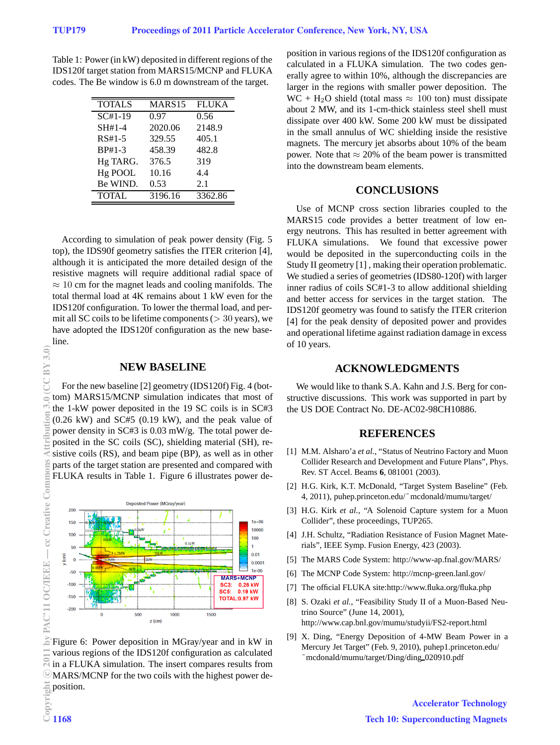Table 1: Power (in kW) deposited in different regions of the IDS120f target station from MARS15/MCNP and FLUKA codes. The Be window is 6.0 m downstream of the target.

| TOTALS | MARS15 | FLUKA |
|---|---|---|
| SC#1-19 | 0.97 | 0.56 |
| SH#1-4 | 2020.06 | 2148.9 |
| RS#1-5 | 329.55 | 405.1 |
| BP#1-3 | 458.39 | 482.8 |
| Hg TARG. | 376.5 | 319 |
| Hg POOL | 10.16 | 4.4 |
| Be WIND. | 0.53 | 2.1 |
| TOTAL | 3196.16 | 3362.86 |

According to simulation of peak power density (Fig. 5 top), the IDS90f geometry satisfies the ITER criterion [4], although it is anticipated the more detailed design of the resistive magnets will require additional radial space of $\approx 10$ cm for the magnet leads and cooling manifolds. The total thermal load at 4K remains about 1 kW even for the IDS120f configuration. To lower the thermal load, and permit all SC coils to be lifetime components ($> 30$ years), we have adopted the IDS120f configuration as the new baseline.

## NEW BASELINE

For the new baseline [2] geometry (IDS120f) Fig. 4 (bottom) MARS15/MCNP simulation indicates that most of the 1-kW power deposited in the 19 SC coils is in SC#3 (0.26 kW) and SC#5 (0.19 kW), and the peak value of power density in SC#3 is 0.03 mW/g. The total power deposited in the SC coils (SC), shielding material (SH), resistive coils (RS), and beam pipe (BP), as well as in other parts of the target station are presented and compared with FLUKA results in Table 1. Figure 6 illustrates power deposition in various regions of the IDS120f configuration as calculated in a FLUKA simulation. The two codes generally agree to within 10%, although the discrepancies are larger in the regions with smaller power deposition. The WC + $H_2O$ shield (total mass $\approx$ 100 ton) must dissipate about 2 MW, and its 1-cm-thick stainless steel shell must dissipate over 400 kW. Some 200 kW must be dissipated in the small annulus of WC shielding inside the resistive magnets. The mercury jet absorbs about 10% of the beam power. Note that $\approx$ 20% of the beam power is transmitted into the downstream beam elements.

Deposited Power (MGray/year)

MARS+MCNP
SC3: 0.26 kW
SC5: 0.19 kW
TOTAL:0.97 kW

y (cm)

z (cm)

Figure 6: Power deposition in MGray/year and in kW in various regions of the IDS120f configuration as calculated in a FLUKA simulation. The insert compares results from MARS/MCNP for the two coils with the highest power deposition.

## CONCLUSIONS

Use of MCNP cross section libraries coupled to the MARS15 code provides a better treatment of low energy neutrons. This has resulted in better agreement with FLUKA simulations. We found that excessive power would be deposited in the superconducting coils in the Study II geometry [1] , making their operation problematic. We studied a series of geometries (IDS80-120f) with larger inner radius of coils SC#1-3 to allow additional shielding and better access for services in the target station. The IDS120f geometry was found to satisfy the ITER criterion [4] for the peak density of deposited power and provides and operational lifetime against radiation damage in excess of 10 years.

## ACKNOWLEDGMENTS

We would like to thank S.A. Kahn and J.S. Berg for constructive discussions. This work was supported in part by the US DOE Contract No. DE-AC02-98CH10886.

## REFERENCES

[1] M.M. Alsharo'a *et al.*, "Status of Neutrino Factory and Muon Collider Research and Development and Future Plans", Phys. Rev. ST Accel. Beams **6**, 081001 (2003).

[2] H.G. Kirk, K.T. McDonald, "Target System Baseline" (Feb. 4, 2011), puhep.princeton.edu/~mcdonald/mumu/target/

[3] H.G. Kirk *et al.*, "A Solenoid Capture system for a Muon Collider", these proceedings, TUP265.

[4] J.H. Schultz, "Radiation Resistance of Fusion Magnet Materials", IEEE Symp. Fusion Energy, 423 (2003).

[5] The MARS Code System: http://www-ap.fnal.gov/MARS/

[6] The MCNP Code System: http://mcnp-green.lanl.gov/

[7] The official FLUKA site:http://www.fluka.org/fluka.php

[8] S. Ozaki *et al.*, "Feasibility Study II of a Muon-Based Neutrino Source" (June 14, 2001), http://www.cap.bnl.gov/mumu/studyii/FS2-report.html

[9] X. Ding, "Energy Deposition of 4-MW Beam Power in a Mercury Jet Target" (Feb. 9, 2010), puhep1.princeton.edu/~mcdonald/mumu/target/Ding/ding_020910.pdf